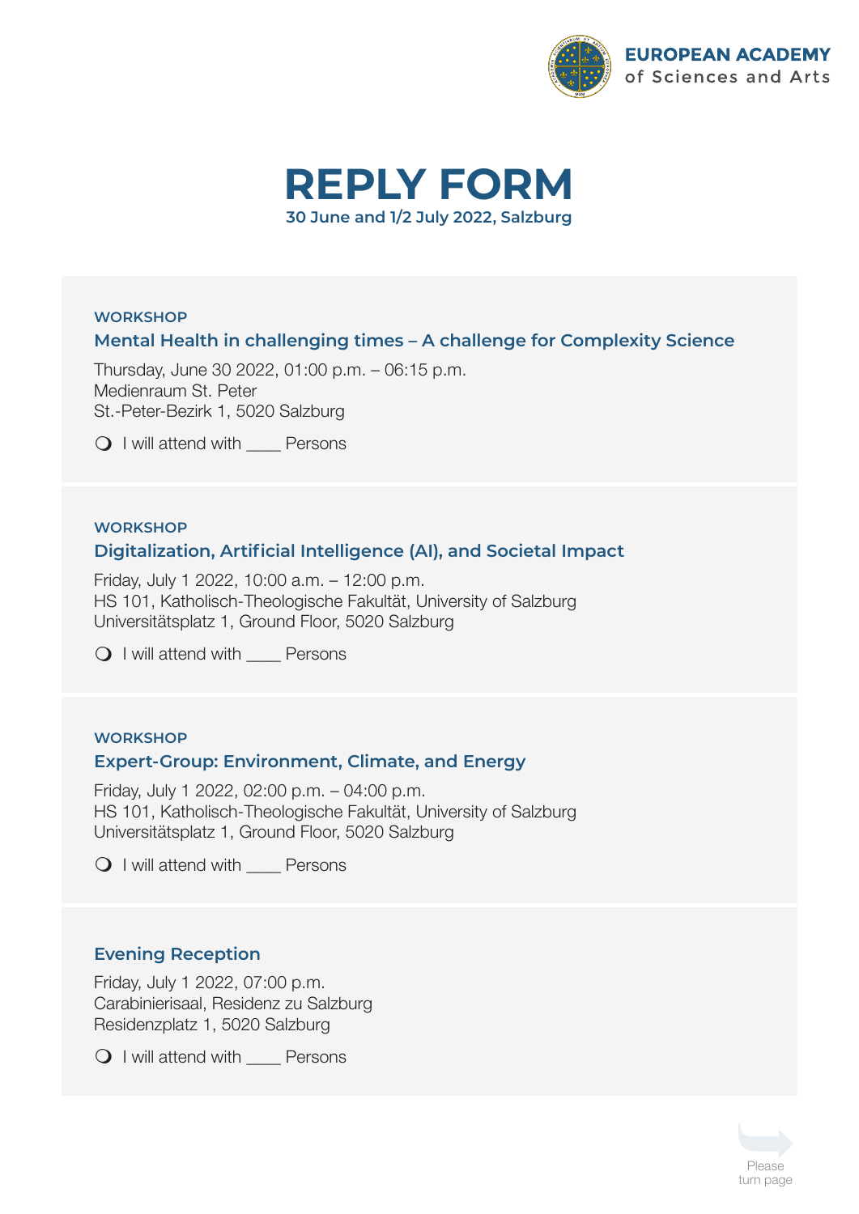EUROPEAN ACADEMY
of Sciences and Arts

# REPLY FORM

**30 June and 1/2 July 2022, Salzburg**

### WORKSHOP

**Mental Health in challenging times – A challenge for Complexity Science**

Thursday, June 30 2022, 01:00 p.m. – 06:15 p.m.
Medienraum St. Peter
St.-Peter-Bezirk 1, 5020 Salzburg

❍ I will attend with ____ Persons

### WORKSHOP

**Digitalization, Artificial Intelligence (AI), and Societal Impact**

Friday, July 1 2022, 10:00 a.m. – 12:00 p.m.
HS 101, Katholisch-Theologische Fakultät, University of Salzburg
Universitätsplatz 1, Ground Floor, 5020 Salzburg

❍ I will attend with ____ Persons

### WORKSHOP

**Expert-Group: Environment, Climate, and Energy**

Friday, July 1 2022, 02:00 p.m. – 04:00 p.m.
HS 101, Katholisch-Theologische Fakultät, University of Salzburg
Universitätsplatz 1, Ground Floor, 5020 Salzburg

❍ I will attend with ____ Persons

### Evening Reception

Friday, July 1 2022, 07:00 p.m.
Carabinierisaal, Residenz zu Salzburg
Residenzplatz 1, 5020 Salzburg

❍ I will attend with ____ Persons

Please turn page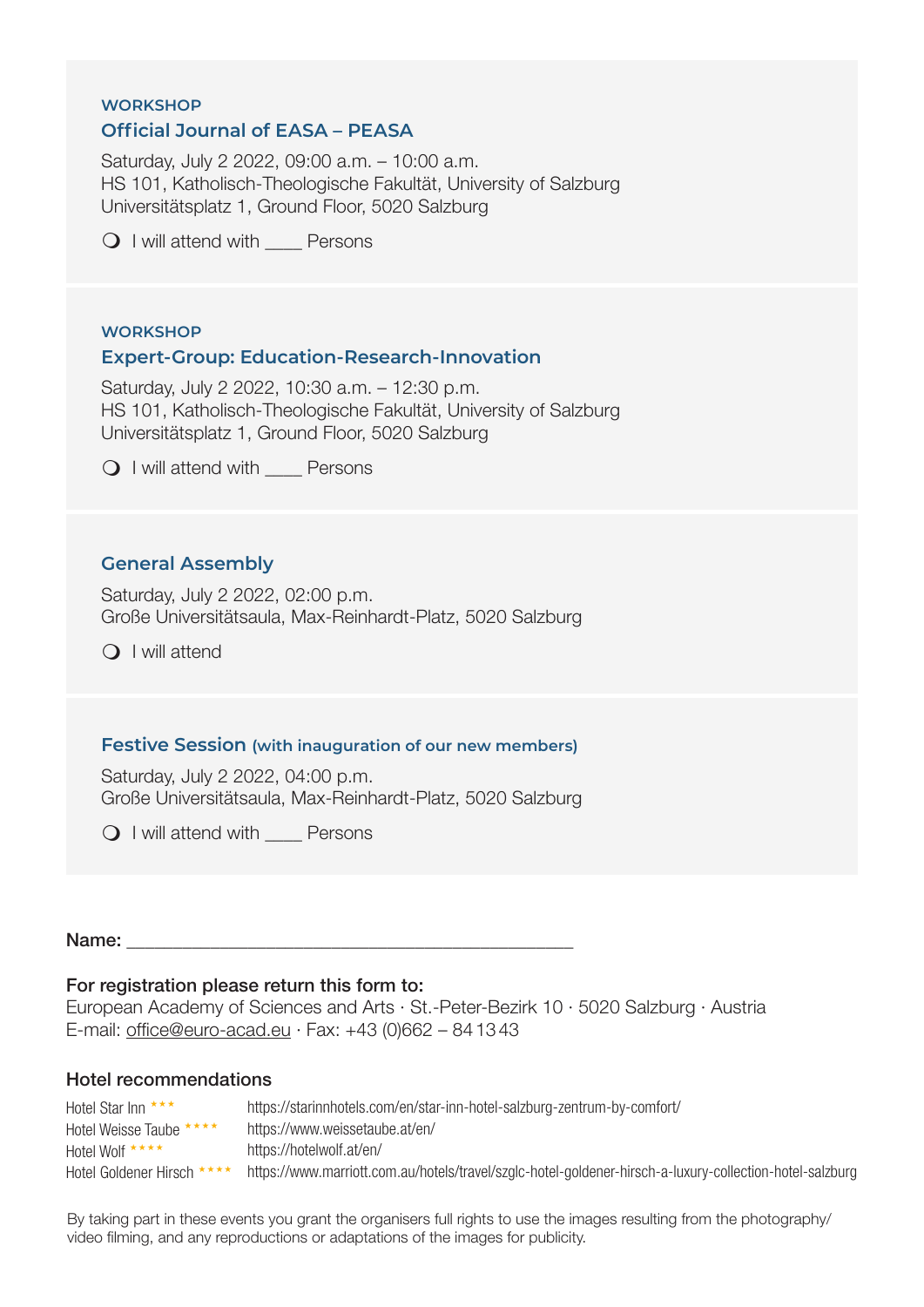WORKSHOP

### Official Journal of EASA – PEASA

Saturday, July 2 2022, 09:00 a.m. – 10:00 a.m.
HS 101, Katholisch-Theologische Fakultät, University of Salzburg
Universitätsplatz 1, Ground Floor, 5020 Salzburg

❍ I will attend with ____ Persons

WORKSHOP

### Expert-Group: Education-Research-Innovation

Saturday, July 2 2022, 10:30 a.m. – 12:30 p.m.
HS 101, Katholisch-Theologische Fakultät, University of Salzburg
Universitätsplatz 1, Ground Floor, 5020 Salzburg

❍ I will attend with ____ Persons

### General Assembly

Saturday, July 2 2022, 02:00 p.m.
Große Universitätsaula, Max-Reinhardt-Platz, 5020 Salzburg

❍ I will attend

### Festive Session (with inauguration of our new members)

Saturday, July 2 2022, 04:00 p.m.
Große Universitätsaula, Max-Reinhardt-Platz, 5020 Salzburg

❍ I will attend with ____ Persons

**Name:** ______________________________________________

**For registration please return this form to:**
European Academy of Sciences and Arts · St.-Peter-Bezirk 10 · 5020 Salzburg · Austria
E-mail: office@euro-acad.eu · Fax: +43 (0)662 – 84 13 43

**Hotel recommendations**

| | |
|---|---|
| Hotel Star Inn *** | https://starinnhotels.com/en/star-inn-hotel-salzburg-zentrum-by-comfort/ |
| Hotel Weisse Taube **** | https://www.weissetaube.at/en/ |
| Hotel Wolf **** | https://hotelwolf.at/en/ |
| Hotel Goldener Hirsch **** | https://www.marriott.com.au/hotels/travel/szglc-hotel-goldener-hirsch-a-luxury-collection-hotel-salzburg |

By taking part in these events you grant the organisers full rights to use the images resulting from the photography/ video filming, and any reproductions or adaptations of the images for publicity.